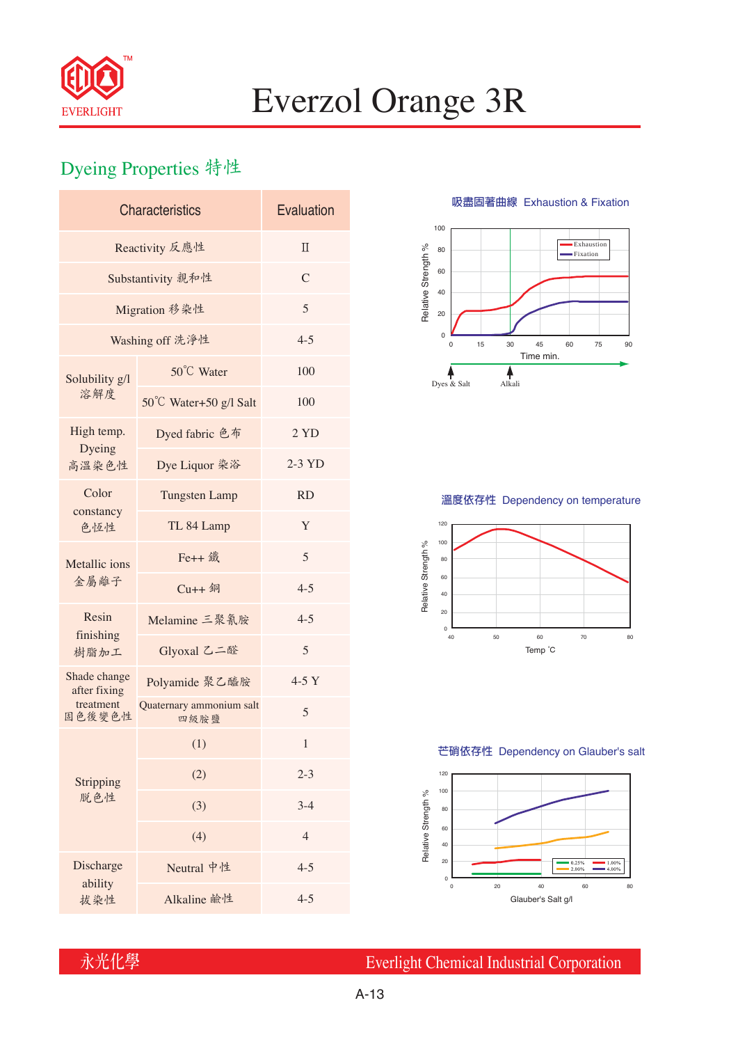# Everzol Orange 3R

## Dyeing Properties 特性

| Characteristics | | Evaluation |
|---|---|---|
| Reactivity 反應性 | | II |
| Substantivity 親和性 | | C |
| Migration 移染性 | | 5 |
| Washing off 洗淨性 | | 4-5 |
| Solubility g/l 溶解度 | 50℃ Water | 100 |
| | 50℃ Water+50 g/l Salt | 100 |
| High temp. Dyeing 高溫染色性 | Dyed fabric 色布 | 2 YD |
| | Dye Liquor 染浴 | 2-3 YD |
| Color constancy 色恆性 | Tungsten Lamp | RD |
| | TL 84 Lamp | Y |
| Metallic ions 金屬離子 | Fe++ 鐵 | 5 |
| | Cu++ 銅 | 4-5 |
| Resin finishing 樹脂加工 | Melamine 三聚氰胺 | 4-5 |
| | Glyoxal 乙二醛 | 5 |
| Shade change after fixing treatment 固色後變色性 | Polyamide 聚乙醯胺 | 4-5 Y |
| | Quaternary ammonium salt 四級胺鹽 | 5 |
| Stripping 脫色性 | (1) | 1 |
| | (2) | 2-3 |
| | (3) | 3-4 |
| | (4) | 4 |
| Discharge ability 拔染性 | Neutral 中性 | 4-5 |
| | Alkaline 鹼性 | 4-5 |

吸盡固著曲線 Exhaustion & Fixation

Relative Strength % — Time min. (Exhaustion, Fixation; Dyes & Salt, Alkali)

溫度依存性 Dependency on temperature

Relative Strength % — Temp ℃

芒硝依存性 Dependency on Glauber's salt

Relative Strength % — Glauber's Salt g/l (0.25%, 1.00%, 2.00%, 4.00%)

永光化學 Everlight Chemical Industrial Corporation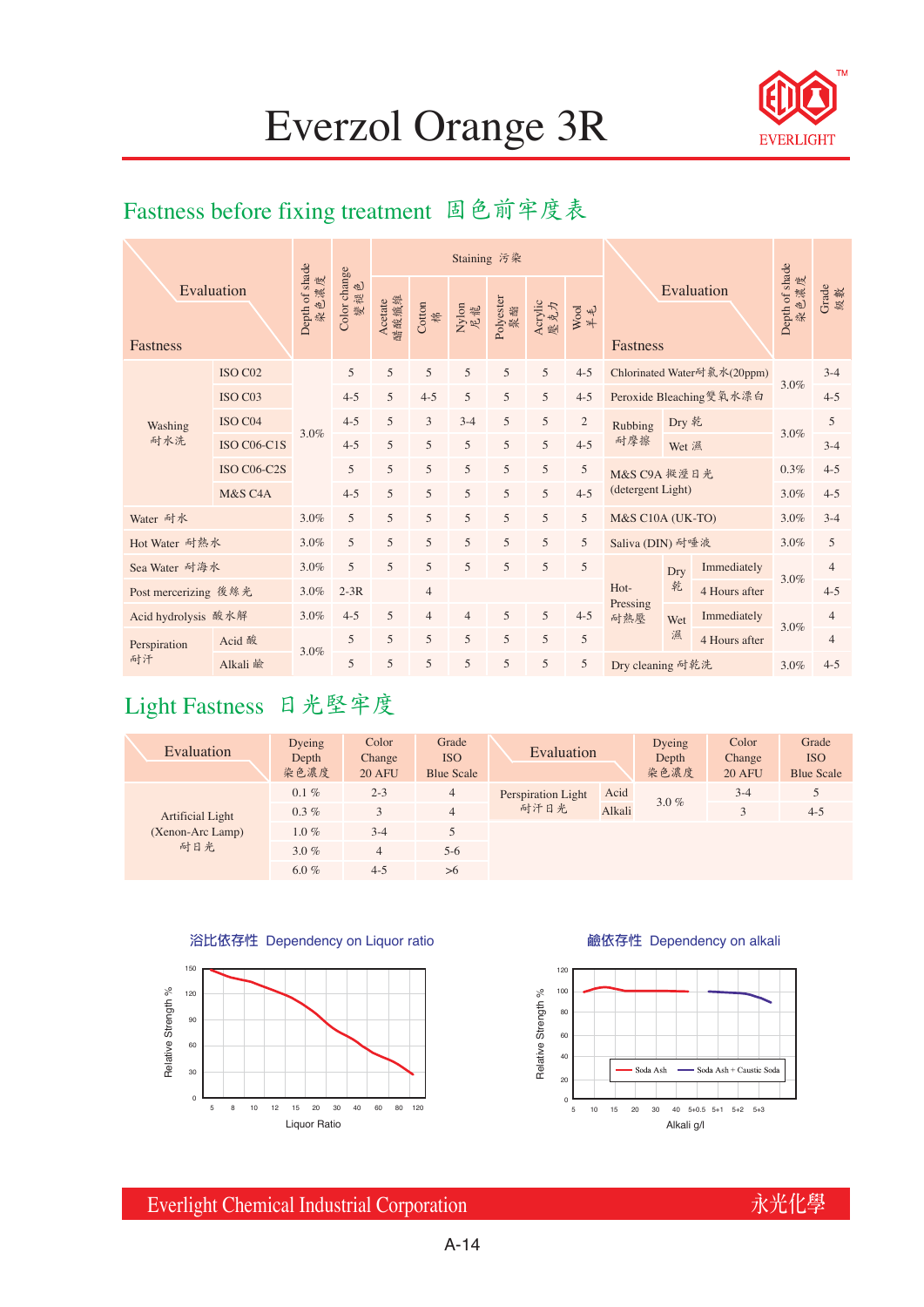# Everzol Orange 3R

EVERLIGHT

## Fastness before fixing treatment 固色前牢度表

| Fastness / Evaluation | | Depth of shade 染色濃度 | Color change 變褪色 | Staining 污染 Acetate 醋酸纖維 | Cotton 棉 | Nylon 尼龍 | Polyester 聚酯 | Acrylic 壓克力 | Wool 羊毛 |
|---|---|---|---|---|---|---|---|---|---|
| Washing 耐水洗 | ISO C02 | 3.0% | 5 | 5 | 5 | 5 | 5 | 5 | 4-5 |
| | ISO C03 | | 4-5 | 5 | 4-5 | 5 | 5 | 5 | 4-5 |
| | ISO C04 | | 4-5 | 5 | 3 | 3-4 | 5 | 5 | 2 |
| | ISO C06-C1S | | 4-5 | 5 | 5 | 5 | 5 | 5 | 4-5 |
| | ISO C06-C2S | | 5 | 5 | 5 | 5 | 5 | 5 | 5 |
| | M&S C4A | | 4-5 | 5 | 5 | 5 | 5 | 5 | 4-5 |
| Water 耐水 | | 3.0% | 5 | 5 | 5 | 5 | 5 | 5 | 5 |
| Hot Water 耐熱水 | | 3.0% | 5 | 5 | 5 | 5 | 5 | 5 | 5 |
| Sea Water 耐海水 | | 3.0% | 5 | 5 | 5 | 5 | 5 | 5 | 5 |
| Post mercerizing 後絲光 | | 3.0% | 2-3R | | 4 | | | | |
| Acid hydrolysis 酸水解 | | 3.0% | 4-5 | 5 | 4 | 4 | 5 | 5 | 4-5 |
| Perspiration 耐汗 | Acid 酸 | 3.0% | 5 | 5 | 5 | 5 | 5 | 5 | 5 |
| | Alkali 鹼 | | 5 | 5 | 5 | 5 | 5 | 5 | 5 |

| Fastness / Evaluation | | | Depth of shade 染色濃度 | Grade 級數 |
|---|---|---|---|---|
| Chlorinated Water 耐氯水(20ppm) | | | 3.0% | 3-4 |
| Peroxide Bleaching 雙氧水漂白 | | | | 4-5 |
| Rubbing 耐摩擦 | Dry 乾 | | 3.0% | 5 |
| | Wet 濕 | | | 3-4 |
| M&S C9A 擬溼日光 (detergent Light) | | | 0.3% | 4-5 |
| | | | 3.0% | 4-5 |
| M&S C10A (UK-TO) | | | 3.0% | 3-4 |
| Saliva (DIN) 耐唾液 | | | 3.0% | 5 |
| Hot-Pressing 耐熱壓 | Dry 乾 | Immediately | 3.0% | 4 |
| | | 4 Hours after | | 4-5 |
| | Wet 濕 | Immediately | 3.0% | 4 |
| | | 4 Hours after | | 4 |
| Dry cleaning 耐乾洗 | | | 3.0% | 4-5 |

## Light Fastness 日光堅牢度

| Evaluation | Dyeing Depth 染色濃度 | Color Change 20 AFU | Grade ISO Blue Scale |
|---|---|---|---|
| Artificial Light (Xenon-Arc Lamp) 耐日光 | 0.1 % | 2-3 | 4 |
| | 0.3 % | 3 | 4 |
| | 1.0 % | 3-4 | 5 |
| | 3.0 % | 4 | 5-6 |
| | 6.0 % | 4-5 | >6 |

| Evaluation | | Dyeing Depth 染色濃度 | Color Change 20 AFU | Grade ISO Blue Scale |
|---|---|---|---|---|
| Perspiration Light 耐汗日光 | Acid | 3.0 % | 3-4 | 5 |
| | Alkali | | 3 | 4-5 |

浴比依存性 Dependency on Liquor ratio

Relative Strength %

150
120
90
60
30
0

5 8 10 12 15 20 30 40 60 80 120

Liquor Ratio

鹼依存性 Dependency on alkali

Relative Strength %

120
100
80
60
40
20
0

5 10 15 20 30 40 5+0.5 5+1 5+2 5+3

Alkali g/l

Soda Ash
Soda Ash + Caustic Soda

Everlight Chemical Industrial Corporation 永光化學